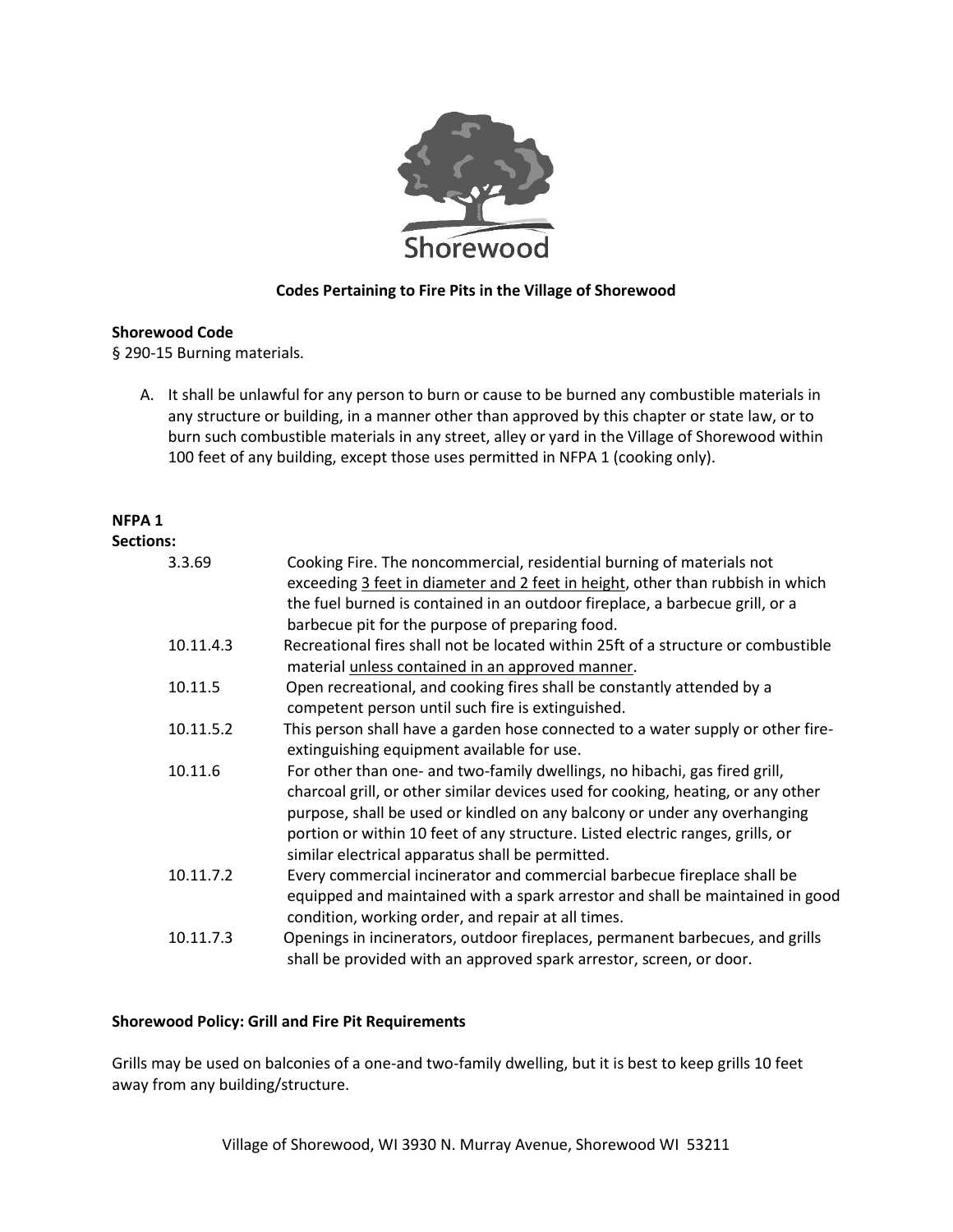Shorewood

**Codes Pertaining to Fire Pits in the Village of Shorewood**

**Shorewood Code**

§ 290-15 Burning materials.

A. It shall be unlawful for any person to burn or cause to be burned any combustible materials in any structure or building, in a manner other than approved by this chapter or state law, or to burn such combustible materials in any street, alley or yard in the Village of Shorewood within 100 feet of any building, except those uses permitted in NFPA 1 (cooking only).

**NFPA 1**

**Sections:**

| | |
|---|---|
| 3.3.69 | Cooking Fire. The noncommercial, residential burning of materials not exceeding <u>3 feet in diameter and 2 feet in height</u>, other than rubbish in which the fuel burned is contained in an outdoor fireplace, a barbecue grill, or a barbecue pit for the purpose of preparing food. |
| 10.11.4.3 | Recreational fires shall not be located within 25ft of a structure or combustible material <u>unless contained in an approved manner</u>. |
| 10.11.5 | Open recreational, and cooking fires shall be constantly attended by a competent person until such fire is extinguished. |
| 10.11.5.2 | This person shall have a garden hose connected to a water supply or other fire-extinguishing equipment available for use. |
| 10.11.6 | For other than one- and two-family dwellings, no hibachi, gas fired grill, charcoal grill, or other similar devices used for cooking, heating, or any other purpose, shall be used or kindled on any balcony or under any overhanging portion or within 10 feet of any structure. Listed electric ranges, grills, or similar electrical apparatus shall be permitted. |
| 10.11.7.2 | Every commercial incinerator and commercial barbecue fireplace shall be equipped and maintained with a spark arrestor and shall be maintained in good condition, working order, and repair at all times. |
| 10.11.7.3 | Openings in incinerators, outdoor fireplaces, permanent barbecues, and grills shall be provided with an approved spark arrestor, screen, or door. |

**Shorewood Policy: Grill and Fire Pit Requirements**

Grills may be used on balconies of a one-and two-family dwelling, but it is best to keep grills 10 feet away from any building/structure.

Village of Shorewood, WI 3930 N. Murray Avenue, Shorewood WI 53211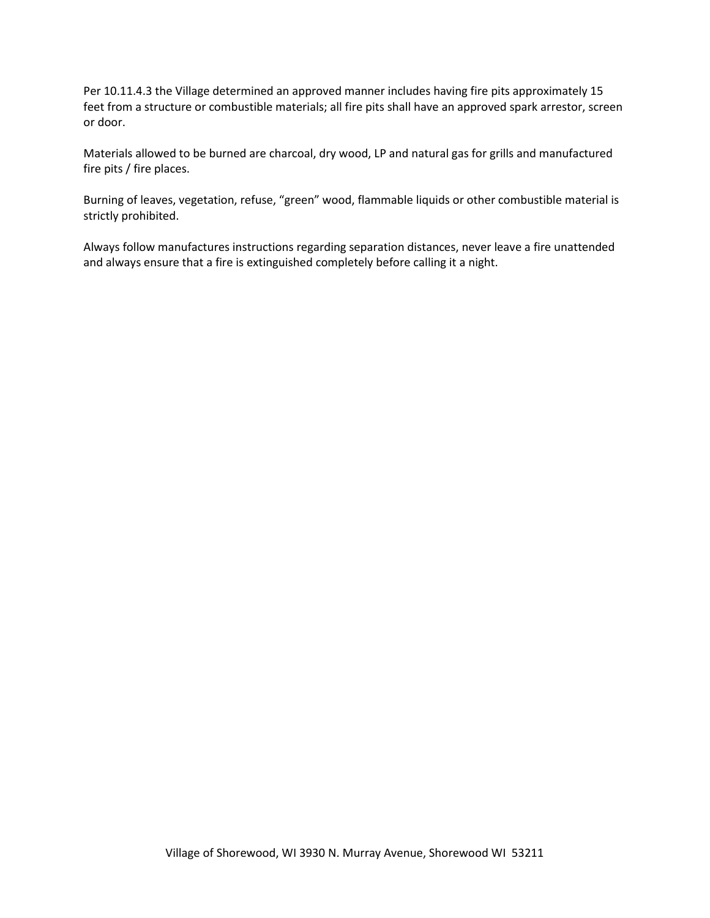Per 10.11.4.3 the Village determined an approved manner includes having fire pits approximately 15 feet from a structure or combustible materials; all fire pits shall have an approved spark arrestor, screen or door.

Materials allowed to be burned are charcoal, dry wood, LP and natural gas for grills and manufactured fire pits / fire places.

Burning of leaves, vegetation, refuse, "green" wood, flammable liquids or other combustible material is strictly prohibited.

Always follow manufactures instructions regarding separation distances, never leave a fire unattended and always ensure that a fire is extinguished completely before calling it a night.